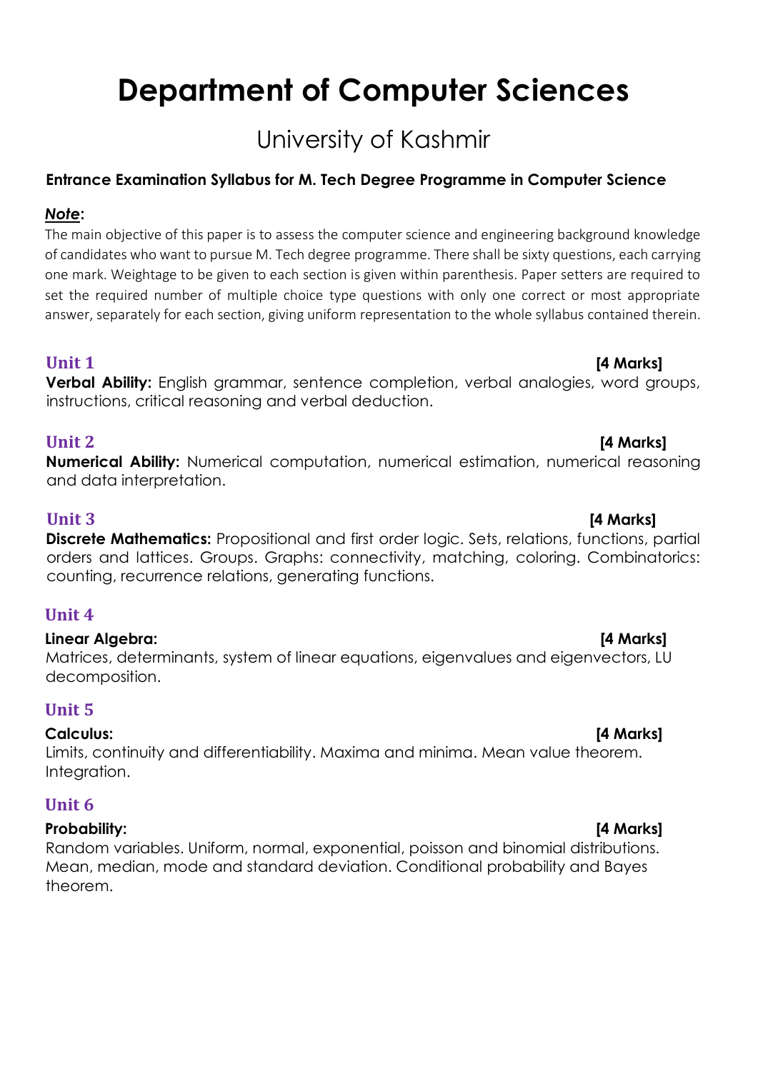# Department of Computer Sciences

## University of Kashmir

**Entrance Examination Syllabus for M. Tech Degree Programme in Computer Science**

***Note*:**

The main objective of this paper is to assess the computer science and engineering background knowledge of candidates who want to pursue M. Tech degree programme. There shall be sixty questions, each carrying one mark. Weightage to be given to each section is given within parenthesis. Paper setters are required to set the required number of multiple choice type questions with only one correct or most appropriate answer, separately for each section, giving uniform representation to the whole syllabus contained therein.

### Unit 1 **[4 Marks]**

**Verbal Ability:** English grammar, sentence completion, verbal analogies, word groups, instructions, critical reasoning and verbal deduction.

### Unit 2 **[4 Marks]**

**Numerical Ability:** Numerical computation, numerical estimation, numerical reasoning and data interpretation.

### Unit 3 **[4 Marks]**

**Discrete Mathematics:** Propositional and first order logic. Sets, relations, functions, partial orders and lattices. Groups. Graphs: connectivity, matching, coloring. Combinatorics: counting, recurrence relations, generating functions.

### Unit 4

**Linear Algebra:** **[4 Marks]**

Matrices, determinants, system of linear equations, eigenvalues and eigenvectors, LU decomposition.

### Unit 5

**Calculus:** **[4 Marks]**

Limits, continuity and differentiability. Maxima and minima. Mean value theorem. Integration.

### Unit 6

**Probability:** **[4 Marks]**

Random variables. Uniform, normal, exponential, poisson and binomial distributions. Mean, median, mode and standard deviation. Conditional probability and Bayes theorem.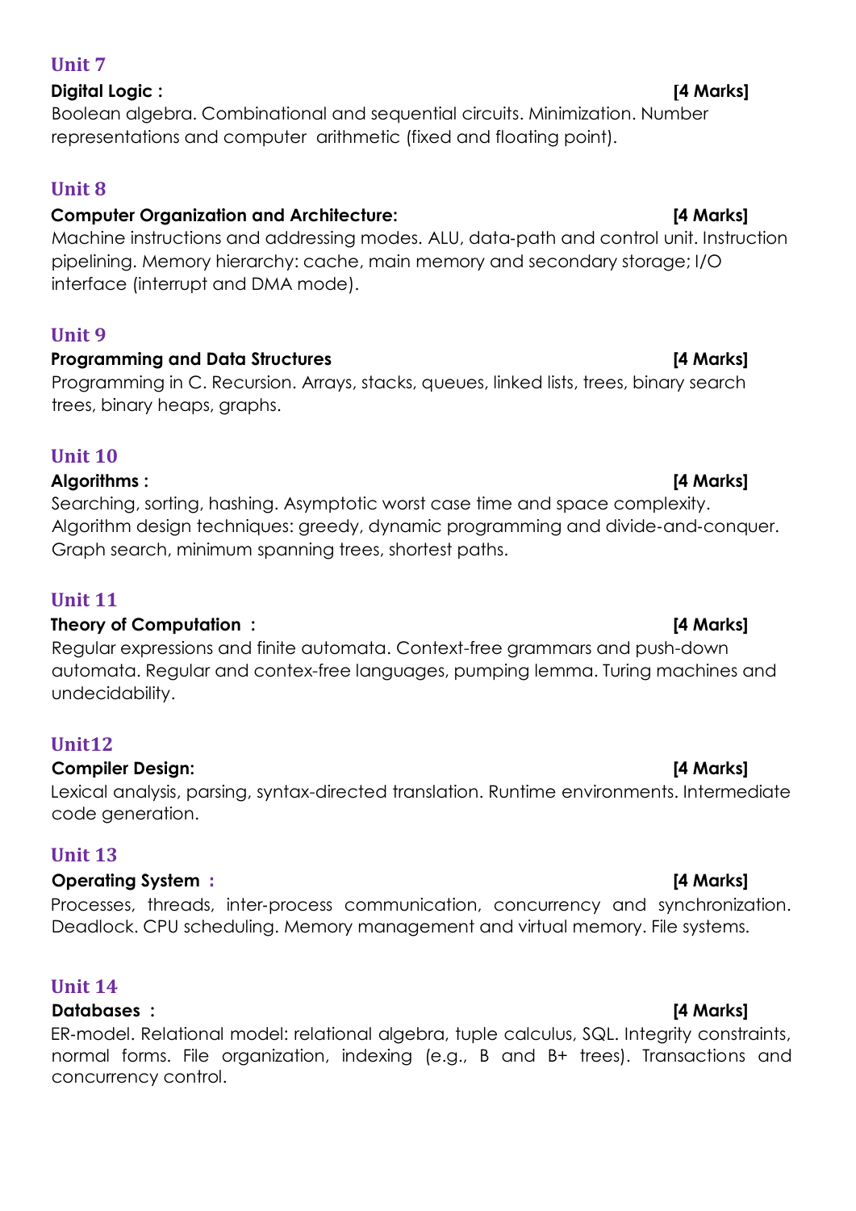## Unit 7

**Digital Logic :** **[4 Marks]**

Boolean algebra. Combinational and sequential circuits. Minimization. Number representations and computer arithmetic (fixed and floating point).

## Unit 8

**Computer Organization and Architecture:** **[4 Marks]**

Machine instructions and addressing modes. ALU, data-path and control unit. Instruction pipelining. Memory hierarchy: cache, main memory and secondary storage; I/O interface (interrupt and DMA mode).

## Unit 9

**Programming and Data Structures** **[4 Marks]**

Programming in C. Recursion. Arrays, stacks, queues, linked lists, trees, binary search trees, binary heaps, graphs.

## Unit 10

**Algorithms :** **[4 Marks]**

Searching, sorting, hashing. Asymptotic worst case time and space complexity. Algorithm design techniques: greedy, dynamic programming and divide-and-conquer. Graph search, minimum spanning trees, shortest paths.

## Unit 11

**Theory of Computation :** **[4 Marks]**

Regular expressions and finite automata. Context-free grammars and push-down automata. Regular and contex-free languages, pumping lemma. Turing machines and undecidability.

## Unit12

**Compiler Design:** **[4 Marks]**

Lexical analysis, parsing, syntax-directed translation. Runtime environments. Intermediate code generation.

## Unit 13

**Operating System :** **[4 Marks]**

Processes, threads, inter-process communication, concurrency and synchronization. Deadlock. CPU scheduling. Memory management and virtual memory. File systems.

## Unit 14

**Databases :** **[4 Marks]**

ER-model. Relational model: relational algebra, tuple calculus, SQL. Integrity constraints, normal forms. File organization, indexing (e.g., B and B+ trees). Transactions and concurrency control.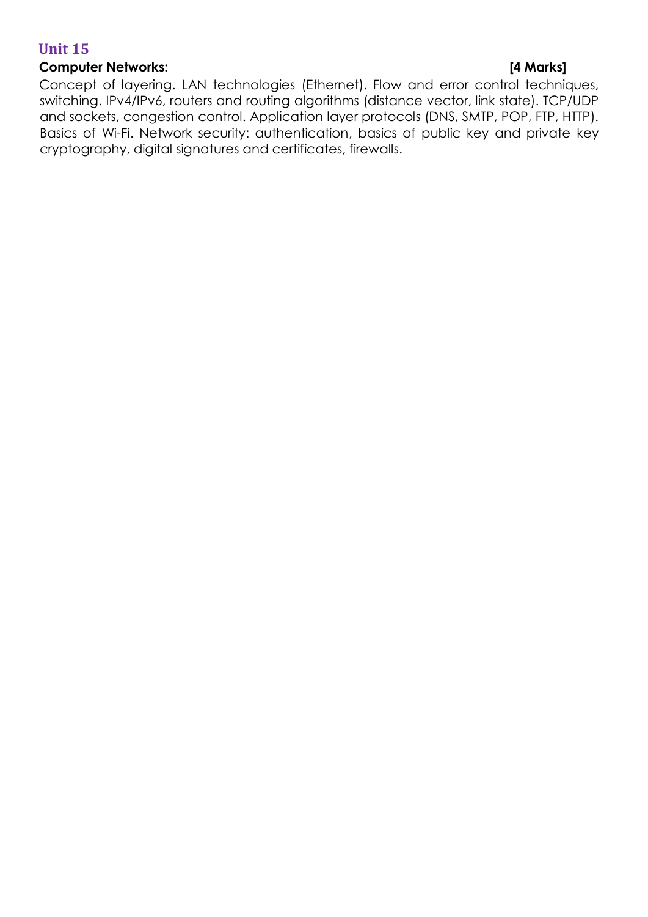## Unit 15

**Computer Networks:** **[4 Marks]**

Concept of layering. LAN technologies (Ethernet). Flow and error control techniques, switching. IPv4/IPv6, routers and routing algorithms (distance vector, link state). TCP/UDP and sockets, congestion control. Application layer protocols (DNS, SMTP, POP, FTP, HTTP). Basics of Wi-Fi. Network security: authentication, basics of public key and private key cryptography, digital signatures and certificates, firewalls.